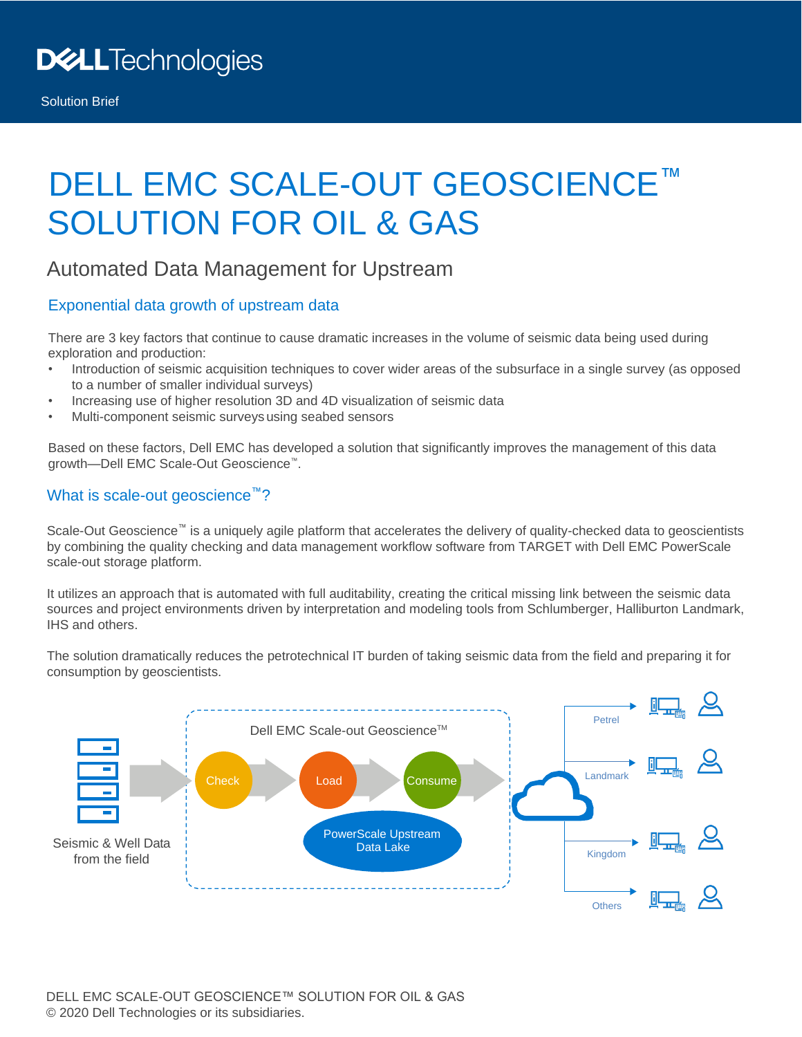Dell Technologies

Solution Brief

# DELL EMC SCALE-OUT GEOSCIENCE™ SOLUTION FOR OIL & GAS

## Automated Data Management for Upstream

### Exponential data growth of upstream data

There are 3 key factors that continue to cause dramatic increases in the volume of seismic data being used during exploration and production:

- Introduction of seismic acquisition techniques to cover wider areas of the subsurface in a single survey (as opposed to a number of smaller individual surveys)
- Increasing use of higher resolution 3D and 4D visualization of seismic data
- Multi-component seismic surveys using seabed sensors

Based on these factors, Dell EMC has developed a solution that significantly improves the management of this data growth—Dell EMC Scale-Out Geoscience™.

### What is scale-out geoscience™?

Scale-Out Geoscience™ is a uniquely agile platform that accelerates the delivery of quality-checked data to geoscientists by combining the quality checking and data management workflow software from TARGET with Dell EMC PowerScale scale-out storage platform.

It utilizes an approach that is automated with full auditability, creating the critical missing link between the seismic data sources and project environments driven by interpretation and modeling tools from Schlumberger, Halliburton Landmark, IHS and others.

The solution dramatically reduces the petrotechnical IT burden of taking seismic data from the field and preparing it for consumption by geoscientists.

Seismic & Well Data from the field

Dell EMC Scale-out Geoscience™

Check → Load → Consume

PowerScale Upstream Data Lake

Petrel

Landmark

Kingdom

Others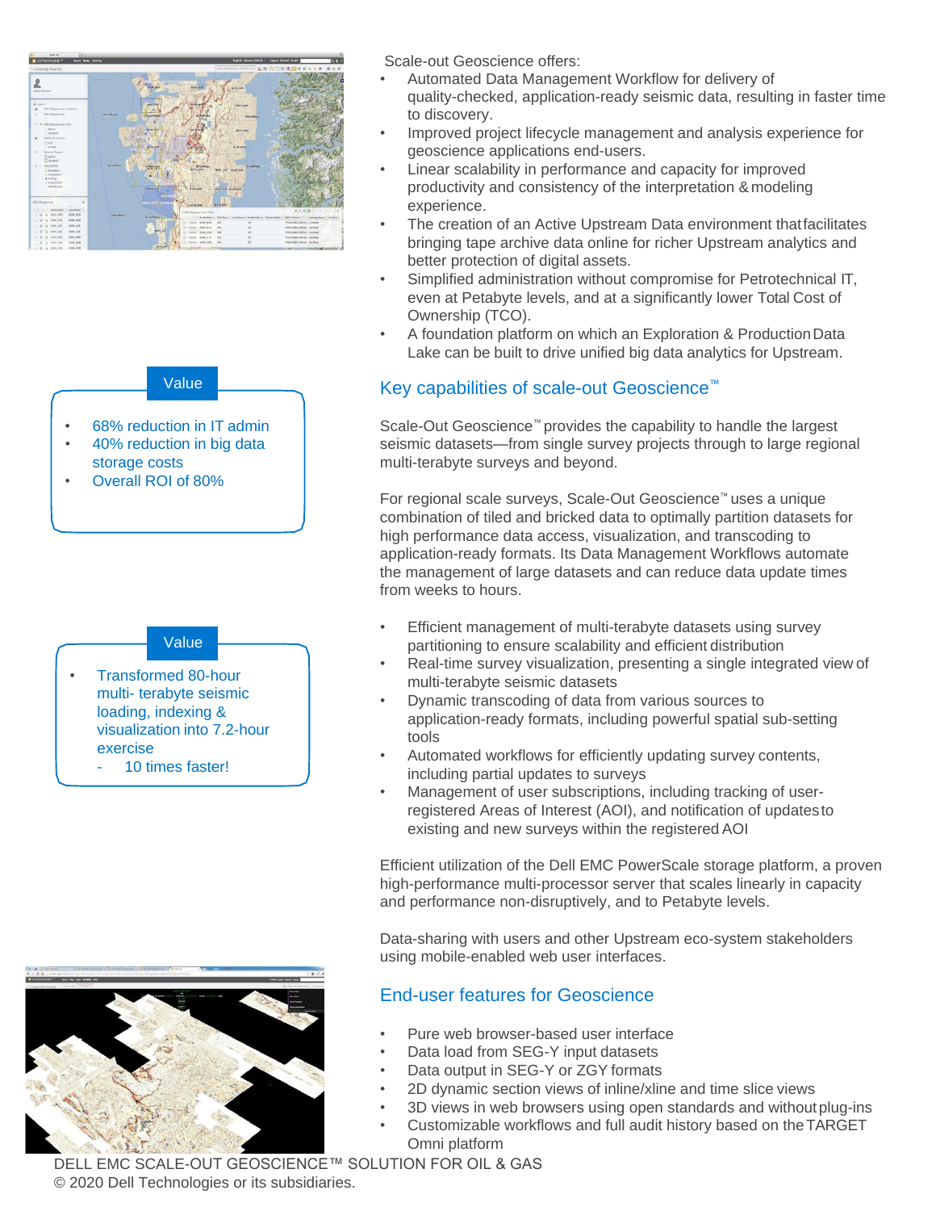Scale-out Geoscience offers:

- Automated Data Management Workflow for delivery of quality-checked, application-ready seismic data, resulting in faster time to discovery.
- Improved project lifecycle management and analysis experience for geoscience applications end-users.
- Linear scalability in performance and capacity for improved productivity and consistency of the interpretation & modeling experience.
- The creation of an Active Upstream Data environment that facilitates bringing tape archive data online for richer Upstream analytics and better protection of digital assets.
- Simplified administration without compromise for Petrotechnical IT, even at Petabyte levels, and at a significantly lower Total Cost of Ownership (TCO).
- A foundation platform on which an Exploration & Production Data Lake can be built to drive unified big data analytics for Upstream.

**Value**

- 68% reduction in IT admin
- 40% reduction in big data storage costs
- Overall ROI of 80%

## Key capabilities of scale-out Geoscience™

Scale-Out Geoscience™ provides the capability to handle the largest seismic datasets—from single survey projects through to large regional multi-terabyte surveys and beyond.

For regional scale surveys, Scale-Out Geoscience™ uses a unique combination of tiled and bricked data to optimally partition datasets for high performance data access, visualization, and transcoding to application-ready formats. Its Data Management Workflows automate the management of large datasets and can reduce data update times from weeks to hours.

**Value**

- Transformed 80-hour multi- terabyte seismic loading, indexing & visualization into 7.2-hour exercise
  - 10 times faster!

- Efficient management of multi-terabyte datasets using survey partitioning to ensure scalability and efficient distribution
- Real-time survey visualization, presenting a single integrated view of multi-terabyte seismic datasets
- Dynamic transcoding of data from various sources to application-ready formats, including powerful spatial sub-setting tools
- Automated workflows for efficiently updating survey contents, including partial updates to surveys
- Management of user subscriptions, including tracking of user-registered Areas of Interest (AOI), and notification of updates to existing and new surveys within the registered AOI

Efficient utilization of the Dell EMC PowerScale storage platform, a proven high-performance multi-processor server that scales linearly in capacity and performance non-disruptively, and to Petabyte levels.

Data-sharing with users and other Upstream eco-system stakeholders using mobile-enabled web user interfaces.

## End-user features for Geoscience

- Pure web browser-based user interface
- Data load from SEG-Y input datasets
- Data output in SEG-Y or ZGY formats
- 2D dynamic section views of inline/xline and time slice views
- 3D views in web browsers using open standards and without plug-ins
- Customizable workflows and full audit history based on the TARGET Omni platform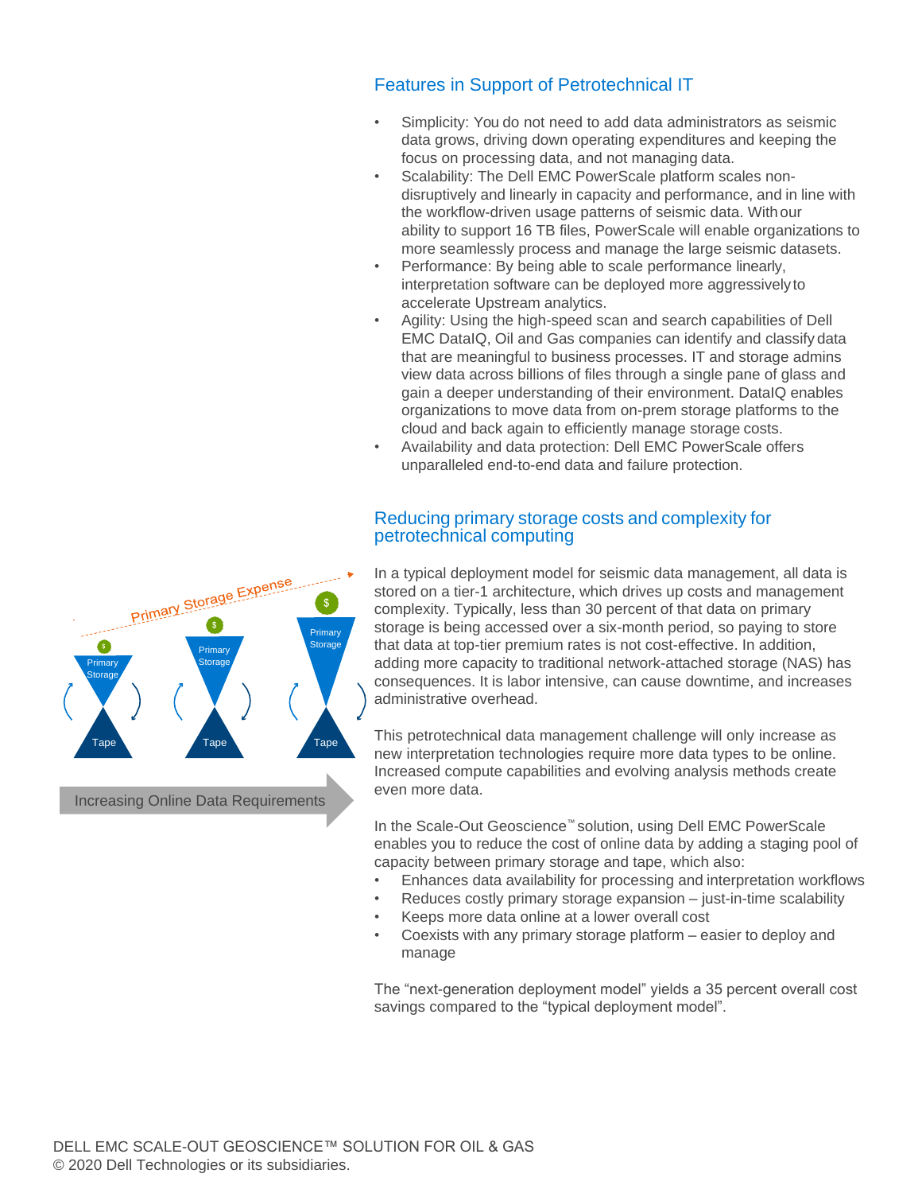## Features in Support of Petrotechnical IT

- Simplicity: You do not need to add data administrators as seismic data grows, driving down operating expenditures and keeping the focus on processing data, and not managing data.
- Scalability: The Dell EMC PowerScale platform scales non-disruptively and linearly in capacity and performance, and in line with the workflow-driven usage patterns of seismic data. With our ability to support 16 TB files, PowerScale will enable organizations to more seamlessly process and manage the large seismic datasets.
- Performance: By being able to scale performance linearly, interpretation software can be deployed more aggressively to accelerate Upstream analytics.
- Agility: Using the high-speed scan and search capabilities of Dell EMC DataIQ, Oil and Gas companies can identify and classify data that are meaningful to business processes. IT and storage admins view data across billions of files through a single pane of glass and gain a deeper understanding of their environment. DataIQ enables organizations to move data from on-prem storage platforms to the cloud and back again to efficiently manage storage costs.
- Availability and data protection: Dell EMC PowerScale offers unparalleled end-to-end data and failure protection.

## Reducing primary storage costs and complexity for petrotechnical computing

In a typical deployment model for seismic data management, all data is stored on a tier-1 architecture, which drives up costs and management complexity. Typically, less than 30 percent of that data on primary storage is being accessed over a six-month period, so paying to store that data at top-tier premium rates is not cost-effective. In addition, adding more capacity to traditional network-attached storage (NAS) has consequences. It is labor intensive, can cause downtime, and increases administrative overhead.

This petrotechnical data management challenge will only increase as new interpretation technologies require more data types to be online. Increased compute capabilities and evolving analysis methods create even more data.

In the Scale-Out Geoscience™ solution, using Dell EMC PowerScale enables you to reduce the cost of online data by adding a staging pool of capacity between primary storage and tape, which also:

- Enhances data availability for processing and interpretation workflows
- Reduces costly primary storage expansion – just-in-time scalability
- Keeps more data online at a lower overall cost
- Coexists with any primary storage platform – easier to deploy and manage

The "next-generation deployment model" yields a 35 percent overall cost savings compared to the "typical deployment model".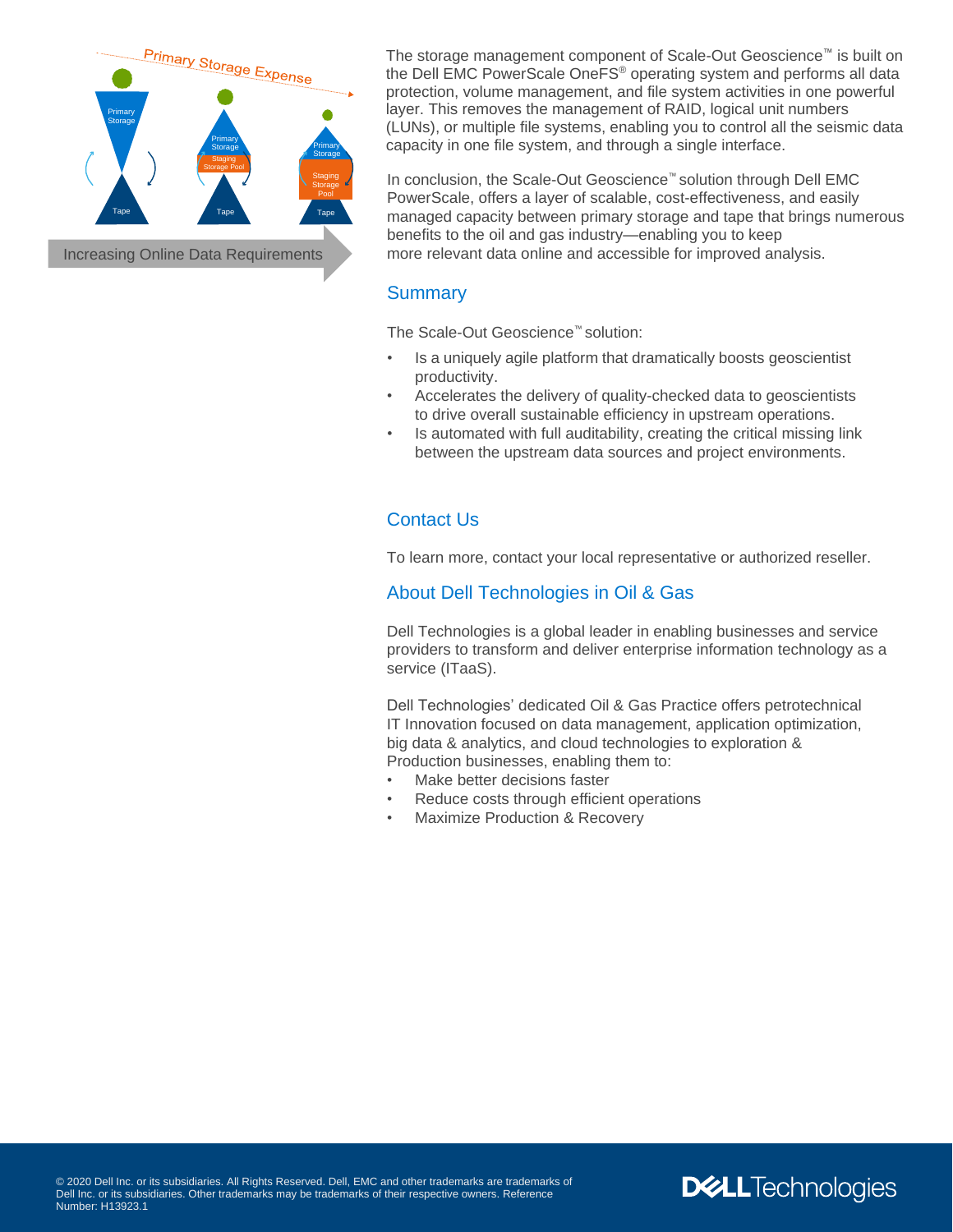Primary Storage Expense

Primary Storage

Tape

Primary Storage

Staging Storage Pool

Tape

Primary Storage

Staging Storage Pool

Tape

Increasing Online Data Requirements

The storage management component of Scale-Out Geoscience™ is built on the Dell EMC PowerScale OneFS® operating system and performs all data protection, volume management, and file system activities in one powerful layer. This removes the management of RAID, logical unit numbers (LUNs), or multiple file systems, enabling you to control all the seismic data capacity in one file system, and through a single interface.

In conclusion, the Scale-Out Geoscience™ solution through Dell EMC PowerScale, offers a layer of scalable, cost-effectiveness, and easily managed capacity between primary storage and tape that brings numerous benefits to the oil and gas industry—enabling you to keep more relevant data online and accessible for improved analysis.

## Summary

The Scale-Out Geoscience™ solution:

- Is a uniquely agile platform that dramatically boosts geoscientist productivity.
- Accelerates the delivery of quality-checked data to geoscientists to drive overall sustainable efficiency in upstream operations.
- Is automated with full auditability, creating the critical missing link between the upstream data sources and project environments.

## Contact Us

To learn more, contact your local representative or authorized reseller.

## About Dell Technologies in Oil & Gas

Dell Technologies is a global leader in enabling businesses and service providers to transform and deliver enterprise information technology as a service (ITaaS).

Dell Technologies' dedicated Oil & Gas Practice offers petrotechnical IT Innovation focused on data management, application optimization, big data & analytics, and cloud technologies to exploration & Production businesses, enabling them to:

- Make better decisions faster
- Reduce costs through efficient operations
- Maximize Production & Recovery

© 2020 Dell Inc. or its subsidiaries. All Rights Reserved. Dell, EMC and other trademarks are trademarks of Dell Inc. or its subsidiaries. Other trademarks may be trademarks of their respective owners. Reference Number: H13923.1

DELL Technologies